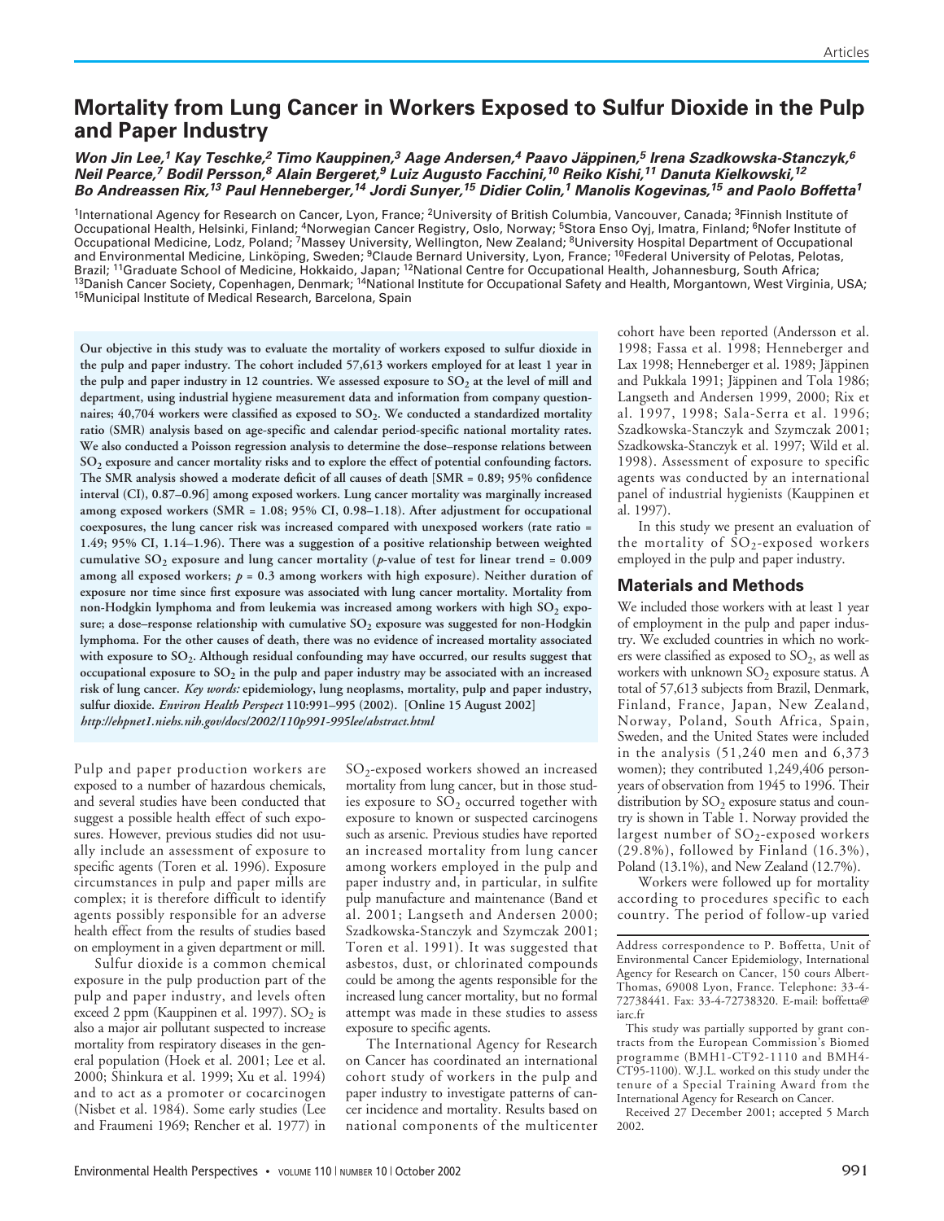# Mortality from Lung Cancer in Workers Exposed to Sulfur Dioxide in the Pulp and Paper Industry

***Won Jin Lee,[1] Kay Teschke,[2] Timo Kauppinen,[3] Aage Andersen,[4] Paavo Jäppinen,[5] Irena Szadkowska-Stanczyk,[6] Neil Pearce,[7] Bodil Persson,[8] Alain Bergeret,[9] Luiz Augusto Facchini,[10] Reiko Kishi,[11] Danuta Kielkowski,[12] Bo Andreassen Rix,[13] Paul Henneberger,[14] Jordi Sunyer,[15] Didier Colin,[1] Manolis Kogevinas,[15] and Paolo Boffetta[1]***

[1]International Agency for Research on Cancer, Lyon, France; [2]University of British Columbia, Vancouver, Canada; [3]Finnish Institute of Occupational Health, Helsinki, Finland; [4]Norwegian Cancer Registry, Oslo, Norway; [5]Stora Enso Oyj, Imatra, Finland; [6]Nofer Institute of Occupational Medicine, Lodz, Poland; [7]Massey University, Wellington, New Zealand; [8]University Hospital Department of Occupational and Environmental Medicine, Linköping, Sweden; [9]Claude Bernard University, Lyon, France; [10]Federal University of Pelotas, Pelotas, Brazil; [11]Graduate School of Medicine, Hokkaido, Japan; [12]National Centre for Occupational Health, Johannesburg, South Africa; [13]Danish Cancer Society, Copenhagen, Denmark; [14]National Institute for Occupational Safety and Health, Morgantown, West Virginia, USA; [15]Municipal Institute of Medical Research, Barcelona, Spain

**Our objective in this study was to evaluate the mortality of workers exposed to sulfur dioxide in the pulp and paper industry. The cohort included 57,613 workers employed for at least 1 year in the pulp and paper industry in 12 countries. We assessed exposure to $SO_2$ at the level of mill and department, using industrial hygiene measurement data and information from company questionnaires; 40,704 workers were classified as exposed to $SO_2$. We conducted a standardized mortality ratio (SMR) analysis based on age-specific and calendar period-specific national mortality rates. We also conducted a Poisson regression analysis to determine the dose–response relations between $SO_2$ exposure and cancer mortality risks and to explore the effect of potential confounding factors. The SMR analysis showed a moderate deficit of all causes of death [SMR = 0.89; 95% confidence interval (CI), 0.87–0.96] among exposed workers. Lung cancer mortality was marginally increased among exposed workers (SMR = 1.08; 95% CI, 0.98–1.18). After adjustment for occupational coexposures, the lung cancer risk was increased compared with unexposed workers (rate ratio = 1.49; 95% CI, 1.14–1.96). There was a suggestion of a positive relationship between weighted cumulative $SO_2$ exposure and lung cancer mortality (*p*-value of test for linear trend = 0.009 among all exposed workers; *p* = 0.3 among workers with high exposure). Neither duration of exposure nor time since first exposure was associated with lung cancer mortality. Mortality from non-Hodgkin lymphoma and from leukemia was increased among workers with high $SO_2$ exposure; a dose–response relationship with cumulative $SO_2$ exposure was suggested for non-Hodgkin lymphoma. For the other causes of death, there was no evidence of increased mortality associated with exposure to $SO_2$. Although residual confounding may have occurred, our results suggest that occupational exposure to $SO_2$ in the pulp and paper industry may be associated with an increased risk of lung cancer.** ***Key words:*** **epidemiology, lung neoplasms, mortality, pulp and paper industry, sulfur dioxide.** ***Environ Health Perspect*** **110:991–995 (2002). [Online 15 August 2002]** ***http://ehpnet1.niehs.nih.gov/docs/2002/110p991-995lee/abstract.html***

Pulp and paper production workers are exposed to a number of hazardous chemicals, and several studies have been conducted that suggest a possible health effect of such exposures. However, previous studies did not usually include an assessment of exposure to specific agents (Toren et al. 1996). Exposure circumstances in pulp and paper mills are complex; it is therefore difficult to identify agents possibly responsible for an adverse health effect from the results of studies based on employment in a given department or mill.

Sulfur dioxide is a common chemical exposure in the pulp production part of the pulp and paper industry, and levels often exceed 2 ppm (Kauppinen et al. 1997). $SO_2$ is also a major air pollutant suspected to increase mortality from respiratory diseases in the general population (Hoek et al. 2001; Lee et al. 2000; Shinkura et al. 1999; Xu et al. 1994) and to act as a promoter or cocarcinogen (Nisbet et al. 1984). Some early studies (Lee and Fraumeni 1969; Rencher et al. 1977) in $SO_2$-exposed workers showed an increased mortality from lung cancer, but in those studies exposure to $SO_2$ occurred together with exposure to known or suspected carcinogens such as arsenic. Previous studies have reported an increased mortality from lung cancer among workers employed in the pulp and paper industry and, in particular, in sulfite pulp manufacture and maintenance (Band et al. 2001; Langseth and Andersen 2000; Szadkowska-Stanczyk and Szymczak 2001; Toren et al. 1991). It was suggested that asbestos, dust, or chlorinated compounds could be among the agents responsible for the increased lung cancer mortality, but no formal attempt was made in these studies to assess exposure to specific agents.

The International Agency for Research on Cancer has coordinated an international cohort study of workers in the pulp and paper industry to investigate patterns of cancer incidence and mortality. Results based on national components of the multicenter cohort have been reported (Andersson et al. 1998; Fassa et al. 1998; Henneberger and Lax 1998; Henneberger et al. 1989; Jäppinen and Pukkala 1991; Jäppinen and Tola 1986; Langseth and Andersen 1999, 2000; Rix et al. 1997, 1998; Sala-Serra et al. 1996; Szadkowska-Stanczyk and Szymczak 2001; Szadkowska-Stanczyk et al. 1997; Wild et al. 1998). Assessment of exposure to specific agents was conducted by an international panel of industrial hygienists (Kauppinen et al. 1997).

In this study we present an evaluation of the mortality of $SO_2$-exposed workers employed in the pulp and paper industry.

## Materials and Methods

We included those workers with at least 1 year of employment in the pulp and paper industry. We excluded countries in which no workers were classified as exposed to $SO_2$, as well as workers with unknown $SO_2$ exposure status. A total of 57,613 subjects from Brazil, Denmark, Finland, France, Japan, New Zealand, Norway, Poland, South Africa, Spain, Sweden, and the United States were included in the analysis (51,240 men and 6,373 women); they contributed 1,249,406 person-years of observation from 1945 to 1996. Their distribution by $SO_2$ exposure status and country is shown in Table 1. Norway provided the largest number of $SO_2$-exposed workers (29.8%), followed by Finland (16.3%), Poland (13.1%), and New Zealand (12.7%).

Workers were followed up for mortality according to procedures specific to each country. The period of follow-up varied

---

Address correspondence to P. Boffetta, Unit of Environmental Cancer Epidemiology, International Agency for Research on Cancer, 150 cours Albert-Thomas, 69008 Lyon, France. Telephone: 33-4-72738441. Fax: 33-4-72738320. E-mail: boffetta@iarc.fr

This study was partially supported by grant contracts from the European Commission's Biomed programme (BMH1-CT92-1110 and BMH4-CT95-1100). W.J.L. worked on this study under the tenure of a Special Training Award from the International Agency for Research on Cancer.

Received 27 December 2001; accepted 5 March 2002.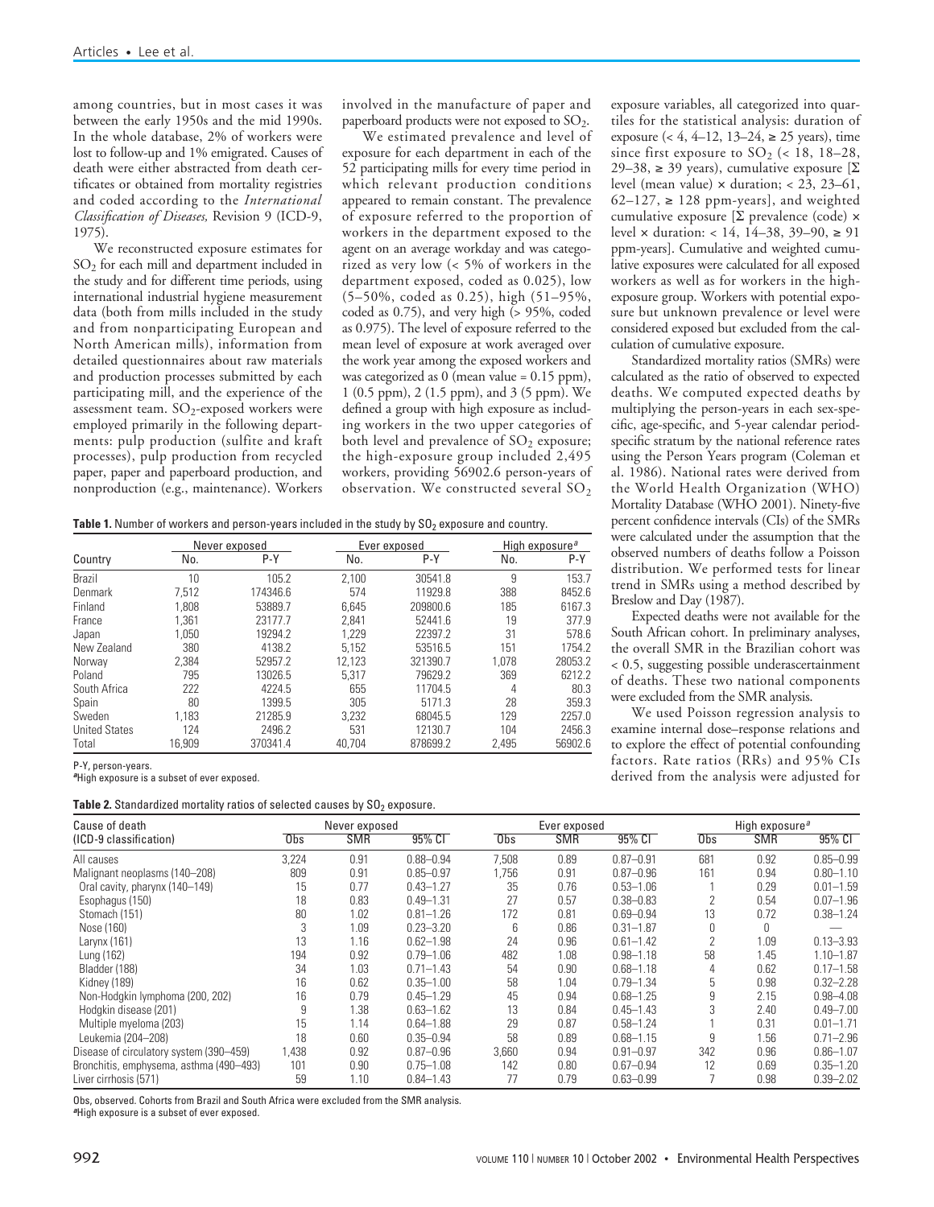among countries, but in most cases it was between the early 1950s and the mid 1990s. In the whole database, 2% of workers were lost to follow-up and 1% emigrated. Causes of death were either abstracted from death certificates or obtained from mortality registries and coded according to the *International Classification of Diseases,* Revision 9 (ICD-9, 1975).

We reconstructed exposure estimates for $SO_2$ for each mill and department included in the study and for different time periods, using international industrial hygiene measurement data (both from mills included in the study and from nonparticipating European and North American mills), information from detailed questionnaires about raw materials and production processes submitted by each participating mill, and the experience of the assessment team. $SO_2$-exposed workers were employed primarily in the following departments: pulp production (sulfite and kraft processes), pulp production from recycled paper, paper and paperboard production, and nonproduction (e.g., maintenance). Workers involved in the manufacture of paper and paperboard products were not exposed to $SO_2$.

We estimated prevalence and level of exposure for each department in each of the 52 participating mills for every time period in which relevant production conditions appeared to remain constant. The prevalence of exposure referred to the proportion of workers in the department exposed to the agent on an average workday and was categorized as very low (< 5% of workers in the department exposed, coded as 0.025), low (5–50%, coded as 0.25), high (51–95%, coded as 0.75), and very high (> 95%, coded as 0.975). The level of exposure referred to the mean level of exposure at work averaged over the work year among the exposed workers and was categorized as 0 (mean value = 0.15 ppm), 1 (0.5 ppm), 2 (1.5 ppm), and 3 (5 ppm). We defined a group with high exposure as including workers in the two upper categories of both level and prevalence of $SO_2$ exposure; the high-exposure group included 2,495 workers, providing 56902.6 person-years of observation. We constructed several $SO_2$ exposure variables, all categorized into quartiles for the statistical analysis: duration of exposure (< 4, 4–12, 13–24, ≥ 25 years), time since first exposure to $SO_2$ (< 18, 18–28, 29–38, ≥ 39 years), cumulative exposure [Σ level (mean value) × duration; < 23, 23–61, 62–127, ≥ 128 ppm-years], and weighted cumulative exposure [Σ prevalence (code) × level × duration: < 14, 14–38, 39–90, ≥ 91 ppm-years]. Cumulative and weighted cumulative exposures were calculated for all exposed workers as well as for workers in the high-exposure group. Workers with potential exposure but unknown prevalence or level were considered exposed but excluded from the calculation of cumulative exposure.

Standardized mortality ratios (SMRs) were calculated as the ratio of observed to expected deaths. We computed expected deaths by multiplying the person-years in each sex-specific, age-specific, and 5-year calendar period-specific stratum by the national reference rates using the Person Years program (Coleman et al. 1986). National rates were derived from the World Health Organization (WHO) Mortality Database (WHO 2001). Ninety-five percent confidence intervals (CIs) of the SMRs were calculated under the assumption that the observed numbers of deaths follow a Poisson distribution. We performed tests for linear trend in SMRs using a method described by Breslow and Day (1987).

Expected deaths were not available for the South African cohort. In preliminary analyses, the overall SMR in the Brazilian cohort was < 0.5, suggesting possible underascertainment of deaths. These two national components were excluded from the SMR analysis.

We used Poisson regression analysis to examine internal dose–response relations and to explore the effect of potential confounding factors. Rate ratios (RRs) and 95% CIs derived from the analysis were adjusted for

**Table 1.** Number of workers and person-years included in the study by $SO_2$ exposure and country.

| Country | Never exposed | | Ever exposed | | High exposure[a] | |
|---|---|---|---|---|---|---|
| | No. | P-Y | No. | P-Y | No. | P-Y |
| Brazil | 10 | 105.2 | 2,100 | 30541.8 | 9 | 153.7 |
| Denmark | 7,512 | 174346.6 | 574 | 11929.8 | 388 | 8452.6 |
| Finland | 1,808 | 53889.7 | 6,645 | 209800.6 | 185 | 6167.3 |
| France | 1,361 | 23177.7 | 2,841 | 52441.6 | 19 | 377.9 |
| Japan | 1,050 | 19294.2 | 1,229 | 22397.2 | 31 | 578.6 |
| New Zealand | 380 | 4138.2 | 5,152 | 53516.5 | 151 | 1754.2 |
| Norway | 2,384 | 52957.2 | 12,123 | 321390.7 | 1,078 | 28053.2 |
| Poland | 795 | 13026.5 | 5,317 | 79629.2 | 369 | 6212.2 |
| South Africa | 222 | 4224.5 | 655 | 11704.5 | 4 | 80.3 |
| Spain | 80 | 1399.5 | 305 | 5171.3 | 28 | 359.3 |
| Sweden | 1,183 | 21285.9 | 3,232 | 68045.5 | 129 | 2257.0 |
| United States | 124 | 2496.2 | 531 | 12130.7 | 104 | 2456.3 |
| Total | 16,909 | 370341.4 | 40,704 | 878699.2 | 2,495 | 56902.6 |

P-Y, person-years.
[a]High exposure is a subset of ever exposed.

**Table 2.** Standardized mortality ratios of selected causes by $SO_2$ exposure.

| Cause of death (ICD-9 classification) | Never exposed | | | Ever exposed | | | High exposure[a] | | |
|---|---|---|---|---|---|---|---|---|---|
| | Obs | SMR | 95% CI | Obs | SMR | 95% CI | Obs | SMR | 95% CI |
| All causes | 3,224 | 0.91 | 0.88–0.94 | 7,508 | 0.89 | 0.87–0.91 | 681 | 0.92 | 0.85–0.99 |
| Malignant neoplasms (140–208) | 809 | 0.91 | 0.85–0.97 | 1,756 | 0.91 | 0.87–0.96 | 161 | 0.94 | 0.80–1.10 |
| Oral cavity, pharynx (140–149) | 15 | 0.77 | 0.43–1.27 | 35 | 0.76 | 0.53–1.06 | 1 | 0.29 | 0.01–1.59 |
| Esophagus (150) | 18 | 0.83 | 0.49–1.31 | 27 | 0.57 | 0.38–0.83 | 2 | 0.54 | 0.07–1.96 |
| Stomach (151) | 80 | 1.02 | 0.81–1.26 | 172 | 0.81 | 0.69–0.94 | 13 | 0.72 | 0.38–1.24 |
| Nose (160) | 3 | 1.09 | 0.23–3.20 | 6 | 0.86 | 0.31–1.87 | 0 | 0 | — |
| Larynx (161) | 13 | 1.16 | 0.62–1.98 | 24 | 0.96 | 0.61–1.42 | 2 | 1.09 | 0.13–3.93 |
| Lung (162) | 194 | 0.92 | 0.79–1.06 | 482 | 1.08 | 0.98–1.18 | 58 | 1.45 | 1.10–1.87 |
| Bladder (188) | 34 | 1.03 | 0.71–1.43 | 54 | 0.90 | 0.68–1.18 | 4 | 0.62 | 0.17–1.58 |
| Kidney (189) | 16 | 0.62 | 0.35–1.00 | 58 | 1.04 | 0.79–1.34 | 5 | 0.98 | 0.32–2.28 |
| Non-Hodgkin lymphoma (200, 202) | 16 | 0.79 | 0.45–1.29 | 45 | 0.94 | 0.68–1.25 | 9 | 2.15 | 0.98–4.08 |
| Hodgkin disease (201) | 9 | 1.38 | 0.63–1.62 | 13 | 0.84 | 0.45–1.43 | 3 | 2.40 | 0.49–7.00 |
| Multiple myeloma (203) | 15 | 1.14 | 0.64–1.88 | 29 | 0.87 | 0.58–1.24 | 1 | 0.31 | 0.01–1.71 |
| Leukemia (204–208) | 18 | 0.60 | 0.35–0.94 | 58 | 0.89 | 0.68–1.15 | 9 | 1.56 | 0.71–2.96 |
| Disease of circulatory system (390–459) | 1,438 | 0.92 | 0.87–0.96 | 3,660 | 0.94 | 0.91–0.97 | 342 | 0.96 | 0.86–1.07 |
| Bronchitis, emphysema, asthma (490–493) | 101 | 0.90 | 0.75–1.08 | 142 | 0.80 | 0.67–0.94 | 12 | 0.69 | 0.35–1.20 |
| Liver cirrhosis (571) | 59 | 1.10 | 0.84–1.43 | 77 | 0.79 | 0.63–0.99 | 7 | 0.98 | 0.39–2.02 |

Obs, observed. Cohorts from Brazil and South Africa were excluded from the SMR analysis.
[a]High exposure is a subset of ever exposed.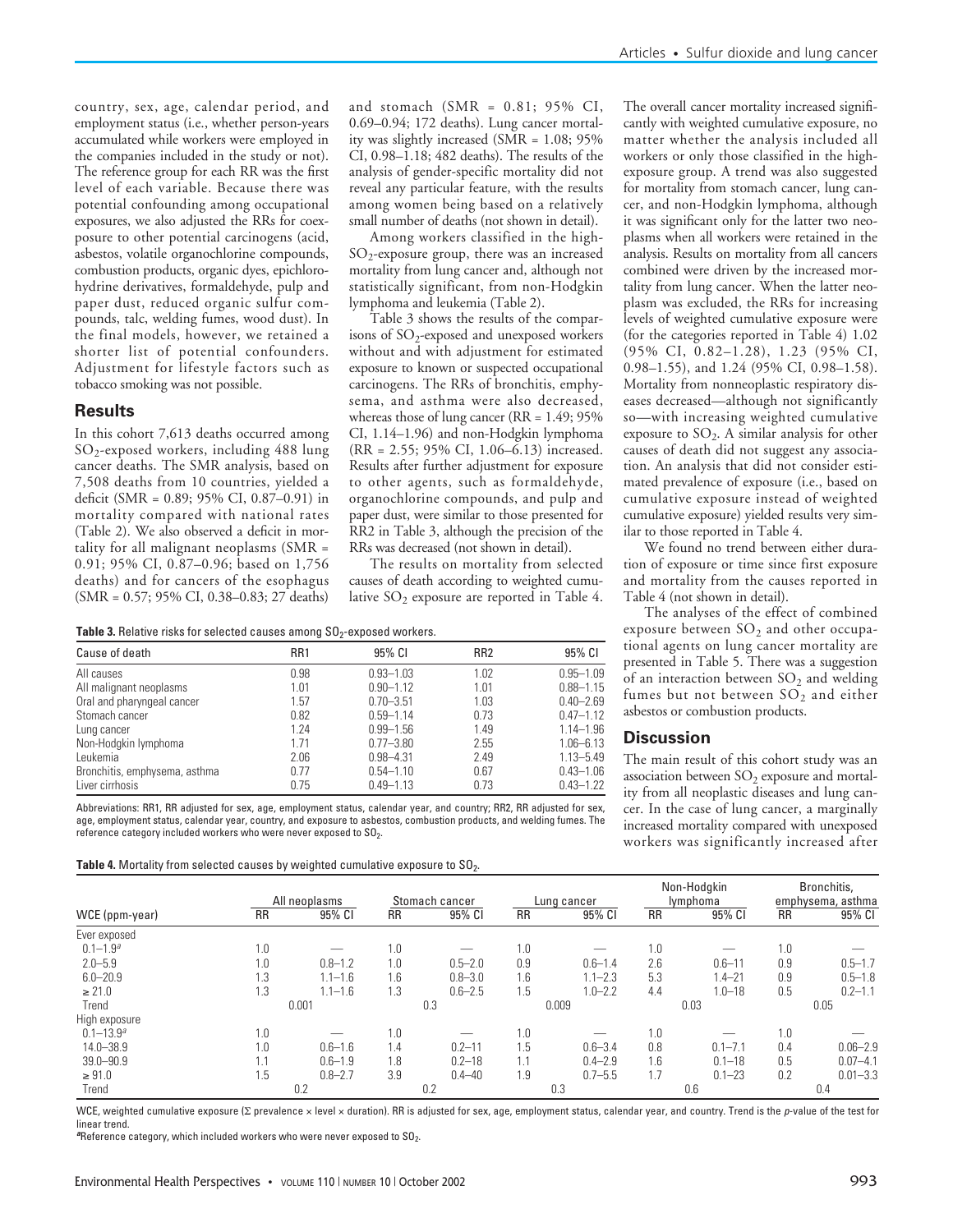country, sex, age, calendar period, and employment status (i.e., whether person-years accumulated while workers were employed in the companies included in the study or not). The reference group for each RR was the first level of each variable. Because there was potential confounding among occupational exposures, we also adjusted the RRs for coexposure to other potential carcinogens (acid, asbestos, volatile organochlorine compounds, combustion products, organic dyes, epichlorohydrine derivatives, formaldehyde, pulp and paper dust, reduced organic sulfur compounds, talc, welding fumes, wood dust). In the final models, however, we retained a shorter list of potential confounders. Adjustment for lifestyle factors such as tobacco smoking was not possible.

## Results

In this cohort 7,613 deaths occurred among $SO_2$-exposed workers, including 488 lung cancer deaths. The SMR analysis, based on 7,508 deaths from 10 countries, yielded a deficit (SMR = 0.89; 95% CI, 0.87–0.91) in mortality compared with national rates (Table 2). We also observed a deficit in mortality for all malignant neoplasms (SMR = 0.91; 95% CI, 0.87–0.96; based on 1,756 deaths) and for cancers of the esophagus (SMR = 0.57; 95% CI, 0.38–0.83; 27 deaths) and stomach (SMR = 0.81; 95% CI, 0.69–0.94; 172 deaths). Lung cancer mortality was slightly increased (SMR = 1.08; 95% CI, 0.98–1.18; 482 deaths). The results of the analysis of gender-specific mortality did not reveal any particular feature, with the results among women being based on a relatively small number of deaths (not shown in detail).

Among workers classified in the high-$SO_2$-exposure group, there was an increased mortality from lung cancer and, although not statistically significant, from non-Hodgkin lymphoma and leukemia (Table 2).

Table 3 shows the results of the comparisons of $SO_2$-exposed and unexposed workers without and with adjustment for estimated exposure to known or suspected occupational carcinogens. The RRs of bronchitis, emphysema, and asthma were also decreased, whereas those of lung cancer (RR = 1.49; 95% CI, 1.14–1.96) and non-Hodgkin lymphoma (RR = 2.55; 95% CI, 1.06–6.13) increased. Results after further adjustment for exposure to other agents, such as formaldehyde, organochlorine compounds, and pulp and paper dust, were similar to those presented for RR2 in Table 3, although the precision of the RRs was decreased (not shown in detail).

The results on mortality from selected causes of death according to weighted cumulative $SO_2$ exposure are reported in Table 4.

**Table 3.** Relative risks for selected causes among $SO_2$-exposed workers.

| Cause of death | RR1 | 95% CI | RR2 | 95% CI |
|---|---|---|---|---|
| All causes | 0.98 | 0.93–1.03 | 1.02 | 0.95–1.09 |
| All malignant neoplasms | 1.01 | 0.90–1.12 | 1.01 | 0.88–1.15 |
| Oral and pharyngeal cancer | 1.57 | 0.70–3.51 | 1.03 | 0.40–2.69 |
| Stomach cancer | 0.82 | 0.59–1.14 | 0.73 | 0.47–1.12 |
| Lung cancer | 1.24 | 0.99–1.56 | 1.49 | 1.14–1.96 |
| Non-Hodgkin lymphoma | 1.71 | 0.77–3.80 | 2.55 | 1.06–6.13 |
| Leukemia | 2.06 | 0.98–4.31 | 2.49 | 1.13–5.49 |
| Bronchitis, emphysema, asthma | 0.77 | 0.54–1.10 | 0.67 | 0.43–1.06 |
| Liver cirrhosis | 0.75 | 0.49–1.13 | 0.73 | 0.43–1.22 |

Abbreviations: RR1, RR adjusted for sex, age, employment status, calendar year, and country; RR2, RR adjusted for sex, age, employment status, calendar year, country, and exposure to asbestos, combustion products, and welding fumes. The reference category included workers who were never exposed to $SO_2$.

The overall cancer mortality increased significantly with weighted cumulative exposure, no matter whether the analysis included all workers or only those classified in the high-exposure group. A trend was also suggested for mortality from stomach cancer, lung cancer, and non-Hodgkin lymphoma, although it was significant only for the latter two neoplasms when all workers were retained in the analysis. Results on mortality from all cancers combined were driven by the increased mortality from lung cancer. When the latter neoplasm was excluded, the RRs for increasing levels of weighted cumulative exposure were (for the categories reported in Table 4) 1.02 (95% CI, 0.82–1.28), 1.23 (95% CI, 0.98–1.55), and 1.24 (95% CI, 0.98–1.58). Mortality from nonneoplastic respiratory diseases decreased—although not significantly so—with increasing weighted cumulative exposure to $SO_2$. A similar analysis for other causes of death did not suggest any association. An analysis that did not consider estimated prevalence of exposure (i.e., based on cumulative exposure instead of weighted cumulative exposure) yielded results very similar to those reported in Table 4.

We found no trend between either duration of exposure or time since first exposure and mortality from the causes reported in Table 4 (not shown in detail).

The analyses of the effect of combined exposure between $SO_2$ and other occupational agents on lung cancer mortality are presented in Table 5. There was a suggestion of an interaction between $SO_2$ and welding fumes but not between $SO_2$ and either asbestos or combustion products.

## Discussion

The main result of this cohort study was an association between $SO_2$ exposure and mortality from all neoplastic diseases and lung cancer. In the case of lung cancer, a marginally increased mortality compared with unexposed workers was significantly increased after

**Table 4.** Mortality from selected causes by weighted cumulative exposure to $SO_2$.

| | All neoplasms | | Stomach cancer | | Lung cancer | | Non-Hodgkin lymphoma | | Bronchitis, emphysema, asthma | |
|---|---|---|---|---|---|---|---|---|---|---|
| WCE (ppm-year) | RR | 95% CI | RR | 95% CI | RR | 95% CI | RR | 95% CI | RR | 95% CI |
| Ever exposed | | | | | | | | | | |
| 0.1–1.9[a] | 1.0 | — | 1.0 | — | 1.0 | — | 1.0 | — | 1.0 | — |
| 2.0–5.9 | 1.0 | 0.8–1.2 | 1.0 | 0.5–2.0 | 0.9 | 0.6–1.4 | 2.6 | 0.6–11 | 0.9 | 0.5–1.7 |
| 6.0–20.9 | 1.3 | 1.1–1.6 | 1.6 | 0.8–3.0 | 1.6 | 1.1–2.3 | 5.3 | 1.4–21 | 0.9 | 0.5–1.8 |
| ≥ 21.0 | 1.3 | 1.1–1.6 | 1.3 | 0.6–2.5 | 1.5 | 1.0–2.2 | 4.4 | 1.0–18 | 0.5 | 0.2–1.1 |
| Trend | 0.001 | | 0.3 | | 0.009 | | 0.03 | | 0.05 | |
| High exposure | | | | | | | | | | |
| 0.1–13.9[a] | 1.0 | — | 1.0 | — | 1.0 | — | 1.0 | — | 1.0 | — |
| 14.0–38.9 | 1.0 | 0.6–1.6 | 1.4 | 0.2–11 | 1.5 | 0.6–3.4 | 0.8 | 0.1–7.1 | 0.4 | 0.06–2.9 |
| 39.0–90.9 | 1.1 | 0.6–1.9 | 1.8 | 0.2–18 | 1.1 | 0.4–2.9 | 1.6 | 0.1–18 | 0.5 | 0.07–4.1 |
| ≥ 91.0 | 1.5 | 0.8–2.7 | 3.9 | 0.4–40 | 1.9 | 0.7–5.5 | 1.7 | 0.1–23 | 0.2 | 0.01–3.3 |
| Trend | 0.2 | | 0.2 | | 0.3 | | 0.6 | | 0.4 | |

WCE, weighted cumulative exposure (Σ prevalence × level × duration). RR is adjusted for sex, age, employment status, calendar year, and country. Trend is the *p*-value of the test for linear trend.

[a]Reference category, which included workers who were never exposed to $SO_2$.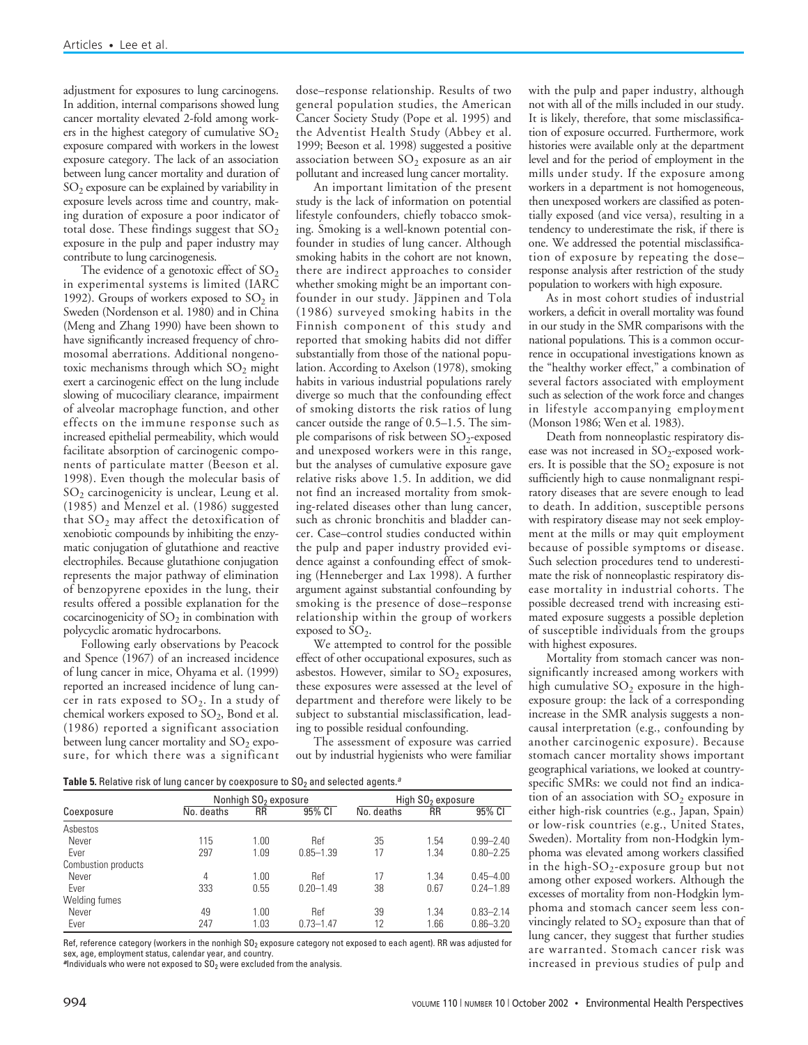adjustment for exposures to lung carcinogens. In addition, internal comparisons showed lung cancer mortality elevated 2-fold among workers in the highest category of cumulative $SO_2$ exposure compared with workers in the lowest exposure category. The lack of an association between lung cancer mortality and duration of $SO_2$ exposure can be explained by variability in exposure levels across time and country, making duration of exposure a poor indicator of total dose. These findings suggest that $SO_2$ exposure in the pulp and paper industry may contribute to lung carcinogenesis.

The evidence of a genotoxic effect of $SO_2$ in experimental systems is limited (IARC 1992). Groups of workers exposed to $SO_2$ in Sweden (Nordenson et al. 1980) and in China (Meng and Zhang 1990) have been shown to have significantly increased frequency of chromosomal aberrations. Additional nongenotoxic mechanisms through which $SO_2$ might exert a carcinogenic effect on the lung include slowing of mucociliary clearance, impairment of alveolar macrophage function, and other effects on the immune response such as increased epithelial permeability, which would facilitate absorption of carcinogenic components of particulate matter (Beeson et al. 1998). Even though the molecular basis of $SO_2$ carcinogenicity is unclear, Leung et al. (1985) and Menzel et al. (1986) suggested that $SO_2$ may affect the detoxification of xenobiotic compounds by inhibiting the enzymatic conjugation of glutathione and reactive electrophiles. Because glutathione conjugation represents the major pathway of elimination of benzopyrene epoxides in the lung, their results offered a possible explanation for the cocarcinogenicity of $SO_2$ in combination with polycyclic aromatic hydrocarbons.

Following early observations by Peacock and Spence (1967) of an increased incidence of lung cancer in mice, Ohyama et al. (1999) reported an increased incidence of lung cancer in rats exposed to $SO_2$. In a study of chemical workers exposed to $SO_2$, Bond et al. (1986) reported a significant association between lung cancer mortality and $SO_2$ exposure, for which there was a significant dose–response relationship. Results of two general population studies, the American Cancer Society Study (Pope et al. 1995) and the Adventist Health Study (Abbey et al. 1999; Beeson et al. 1998) suggested a positive association between $SO_2$ exposure as an air pollutant and increased lung cancer mortality.

An important limitation of the present study is the lack of information on potential lifestyle confounders, chiefly tobacco smoking. Smoking is a well-known potential confounder in studies of lung cancer. Although smoking habits in the cohort are not known, there are indirect approaches to consider whether smoking might be an important confounder in our study. Jäppinen and Tola (1986) surveyed smoking habits in the Finnish component of this study and reported that smoking habits did not differ substantially from those of the national population. According to Axelson (1978), smoking habits in various industrial populations rarely diverge so much that the confounding effect of smoking distorts the risk ratios of lung cancer outside the range of 0.5–1.5. The simple comparisons of risk between $SO_2$-exposed and unexposed workers were in this range, but the analyses of cumulative exposure gave relative risks above 1.5. In addition, we did not find an increased mortality from smoking-related diseases other than lung cancer, such as chronic bronchitis and bladder cancer. Case–control studies conducted within the pulp and paper industry provided evidence against a confounding effect of smoking (Henneberger and Lax 1998). A further argument against substantial confounding by smoking is the presence of dose–response relationship within the group of workers exposed to $SO_2$.

We attempted to control for the possible effect of other occupational exposures, such as asbestos. However, similar to $SO_2$ exposures, these exposures were assessed at the level of department and therefore were likely to be subject to substantial misclassification, leading to possible residual confounding.

The assessment of exposure was carried out by industrial hygienists who were familiar with the pulp and paper industry, although not with all of the mills included in our study. It is likely, therefore, that some misclassification of exposure occurred. Furthermore, work histories were available only at the department level and for the period of employment in the mills under study. If the exposure among workers in a department is not homogeneous, then unexposed workers are classified as potentially exposed (and vice versa), resulting in a tendency to underestimate the risk, if there is one. We addressed the potential misclassification of exposure by repeating the dose–response analysis after restriction of the study population to workers with high exposure.

As in most cohort studies of industrial workers, a deficit in overall mortality was found in our study in the SMR comparisons with the national populations. This is a common occurrence in occupational investigations known as the "healthy worker effect," a combination of several factors associated with employment such as selection of the work force and changes in lifestyle accompanying employment (Monson 1986; Wen et al. 1983).

Death from nonneoplastic respiratory disease was not increased in $SO_2$-exposed workers. It is possible that the $SO_2$ exposure is not sufficiently high to cause nonmalignant respiratory diseases that are severe enough to lead to death. In addition, susceptible persons with respiratory disease may not seek employment at the mills or may quit employment because of possible symptoms or disease. Such selection procedures tend to underestimate the risk of nonneoplastic respiratory disease mortality in industrial cohorts. The possible decreased trend with increasing estimated exposure suggests a possible depletion of susceptible individuals from the groups with highest exposures.

Mortality from stomach cancer was nonsignificantly increased among workers with high cumulative $SO_2$ exposure in the high-exposure group: the lack of a corresponding increase in the SMR analysis suggests a noncausal interpretation (e.g., confounding by another carcinogenic exposure). Because stomach cancer mortality shows important geographical variations, we looked at country-specific SMRs: we could not find an indication of an association with $SO_2$ exposure in either high-risk countries (e.g., Japan, Spain) or low-risk countries (e.g., United States, Sweden). Mortality from non-Hodgkin lymphoma was elevated among workers classified in the high-$SO_2$-exposure group but not among other exposed workers. Although the excesses of mortality from non-Hodgkin lymphoma and stomach cancer seem less convincingly related to $SO_2$ exposure than that of lung cancer, they suggest that further studies are warranted. Stomach cancer risk was increased in previous studies of pulp and

**Table 5.** Relative risk of lung cancer by coexposure to $SO_2$ and selected agents.[a]

| Coexposure | Nonhigh $SO_2$ exposure | | | High $SO_2$ exposure | | |
|---|---|---|---|---|---|---|
| | No. deaths | RR | 95% CI | No. deaths | RR | 95% CI |
| Asbestos | | | | | | |
| Never | 115 | 1.00 | Ref | 35 | 1.54 | 0.99–2.40 |
| Ever | 297 | 1.09 | 0.85–1.39 | 17 | 1.34 | 0.80–2.25 |
| Combustion products | | | | | | |
| Never | 4 | 1.00 | Ref | 17 | 1.34 | 0.45–4.00 |
| Ever | 333 | 0.55 | 0.20–1.49 | 38 | 0.67 | 0.24–1.89 |
| Welding fumes | | | | | | |
| Never | 49 | 1.00 | Ref | 39 | 1.34 | 0.83–2.14 |
| Ever | 247 | 1.03 | 0.73–1.47 | 12 | 1.66 | 0.86–3.20 |

Ref, reference category (workers in the nonhigh $SO_2$ exposure category not exposed to each agent). RR was adjusted for sex, age, employment status, calendar year, and country.
[a]Individuals who were not exposed to $SO_2$ were excluded from the analysis.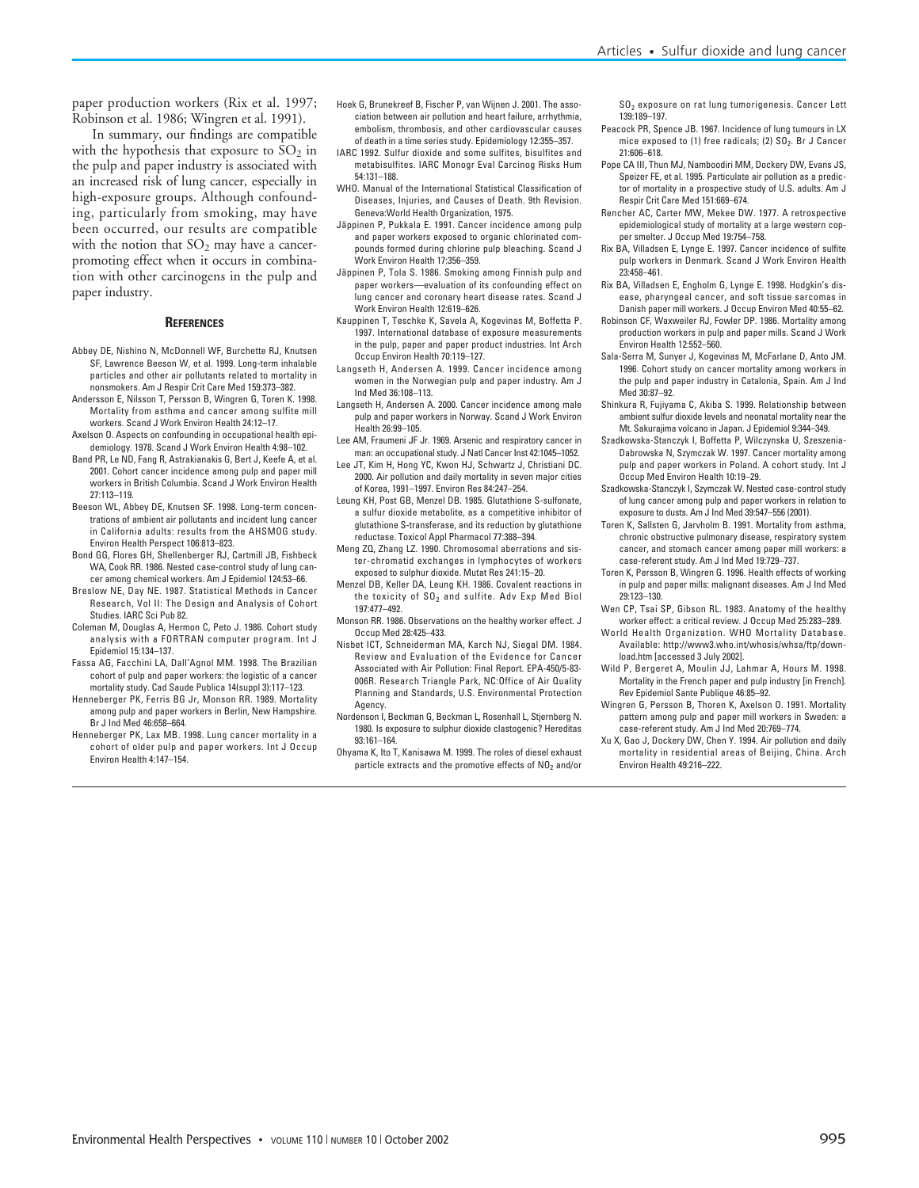paper production workers (Rix et al. 1997; Robinson et al. 1986; Wingren et al. 1991).

In summary, our findings are compatible with the hypothesis that exposure to $SO_2$ in the pulp and paper industry is associated with an increased risk of lung cancer, especially in high-exposure groups. Although confounding, particularly from smoking, may have been occurred, our results are compatible with the notion that $SO_2$ may have a cancer-promoting effect when it occurs in combination with other carcinogens in the pulp and paper industry.

## REFERENCES

Abbey DE, Nishino N, McDonnell WF, Burchette RJ, Knutsen SF, Lawrence Beeson W, et al. 1999. Long-term inhalable particles and other air pollutants related to mortality in nonsmokers. Am J Respir Crit Care Med 159:373–382.

Andersson E, Nilsson T, Persson B, Wingren G, Toren K. 1998. Mortality from asthma and cancer among sulfite mill workers. Scand J Work Environ Health 24:12–17.

Axelson O. Aspects on confounding in occupational health epidemiology. 1978. Scand J Work Environ Health 4:98–102.

Band PR, Le ND, Fang R, Astrakianakis G, Bert J, Keefe A, et al. 2001. Cohort cancer incidence among pulp and paper mill workers in British Columbia. Scand J Work Environ Health 27:113–119.

Beeson WL, Abbey DE, Knutsen SF. 1998. Long-term concentrations of ambient air pollutants and incident lung cancer in California adults: results from the AHSMOG study. Environ Health Perspect 106:813–823.

Bond GG, Flores GH, Shellenberger RJ, Cartmill JB, Fishbeck WA, Cook RR. 1986. Nested case-control study of lung cancer among chemical workers. Am J Epidemiol 124:53–66.

Breslow NE, Day NE. 1987. Statistical Methods in Cancer Research, Vol II: The Design and Analysis of Cohort Studies. IARC Sci Pub 82.

Coleman M, Douglas A, Hermon C, Peto J. 1986. Cohort study analysis with a FORTRAN computer program. Int J Epidemiol 15:134–137.

Fassa AG, Facchini LA, Dall'Agnol MM. 1998. The Brazilian cohort of pulp and paper workers: the logistic of a cancer mortality study. Cad Saude Publica 14(suppl 3):117–123.

Henneberger PK, Ferris BG Jr, Monson RR. 1989. Mortality among pulp and paper workers in Berlin, New Hampshire. Br J Ind Med 46:658–664.

Henneberger PK, Lax MB. 1998. Lung cancer mortality in a cohort of older pulp and paper workers. Int J Occup Environ Health 4:147–154.

Hoek G, Brunekreef B, Fischer P, van Wijnen J. 2001. The association between air pollution and heart failure, arrhythmia, embolism, thrombosis, and other cardiovascular causes of death in a time series study. Epidemiology 12:355–357.

IARC 1992. Sulfur dioxide and some sulfites, bisulfites and metabisulfites. IARC Monogr Eval Carcinog Risks Hum 54:131–188.

WHO. Manual of the International Statistical Classification of Diseases, Injuries, and Causes of Death. 9th Revision. Geneva:World Health Organization, 1975.

Jäppinen P, Pukkala E. 1991. Cancer incidence among pulp and paper workers exposed to organic chlorinated compounds formed during chlorine pulp bleaching. Scand J Work Environ Health 17:356–359.

Jäppinen P, Tola S. 1986. Smoking among Finnish pulp and paper workers—evaluation of its confounding effect on lung cancer and coronary heart disease rates. Scand J Work Environ Health 12:619–626.

Kauppinen T, Teschke K, Savela A, Kogevinas M, Boffetta P. 1997. International database of exposure measurements in the pulp, paper and paper product industries. Int Arch Occup Environ Health 70:119–127.

Langseth H, Andersen A. 1999. Cancer incidence among women in the Norwegian pulp and paper industry. Am J Ind Med 36:108–113.

Langseth H, Andersen A. 2000. Cancer incidence among male pulp and paper workers in Norway. Scand J Work Environ Health 26:99–105.

Lee AM, Fraumeni JF Jr. 1969. Arsenic and respiratory cancer in man: an occupational study. J Natl Cancer Inst 42:1045–1052.

Lee JT, Kim H, Hong YC, Kwon HJ, Schwartz J, Christiani DC. 2000. Air pollution and daily mortality in seven major cities of Korea, 1991–1997. Environ Res 84:247–254.

Leung KH, Post GB, Menzel DB. 1985. Glutathione S-sulfonate, a sulfur dioxide metabolite, as a competitive inhibitor of glutathione S-transferase, and its reduction by glutathione reductase. Toxicol Appl Pharmacol 77:388–394.

Meng ZQ, Zhang LZ. 1990. Chromosomal aberrations and sister-chromatid exchanges in lymphocytes of workers exposed to sulphur dioxide. Mutat Res 241:15–20.

Menzel DB, Keller DA, Leung KH. 1986. Covalent reactions in the toxicity of $SO_2$ and sulfite. Adv Exp Med Biol 197:477–492.

Monson RR. 1986. Observations on the healthy worker effect. J Occup Med 28:425–433.

Nisbet ICT, Schneiderman MA, Karch NJ, Siegal DM. 1984. Review and Evaluation of the Evidence for Cancer Associated with Air Pollution: Final Report. EPA-450/5-83-006R. Research Triangle Park, NC:Office of Air Quality Planning and Standards, U.S. Environmental Protection Agency.

Nordenson I, Beckman G, Beckman L, Rosenhall L, Stjernberg N. 1980. Is exposure to sulphur dioxide clastogenic? Hereditas 93:161–164.

Ohyama K, Ito T, Kanisawa M. 1999. The roles of diesel exhaust particle extracts and the promotive effects of $NO_2$ and/or $SO_2$ exposure on rat lung tumorigenesis. Cancer Lett 139:189–197.

Peacock PR, Spence JB. 1967. Incidence of lung tumours in LX mice exposed to (1) free radicals; (2) $SO_2$. Br J Cancer 21:606–618.

Pope CA III, Thun MJ, Namboodiri MM, Dockery DW, Evans JS, Speizer FE, et al. 1995. Particulate air pollution as a predictor of mortality in a prospective study of U.S. adults. Am J Respir Crit Care Med 151:669–674.

Rencher AC, Carter MW, Mekee DW. 1977. A retrospective epidemiological study of mortality at a large western copper smelter. J Occup Med 19:754–758.

Rix BA, Villadsen E, Lynge E. 1997. Cancer incidence of sulfite pulp workers in Denmark. Scand J Work Environ Health 23:458–461.

Rix BA, Villadsen E, Engholm G, Lynge E. 1998. Hodgkin's disease, pharyngeal cancer, and soft tissue sarcomas in Danish paper mill workers. J Occup Environ Med 40:55–62.

Robinson CF, Waxweiler RJ, Fowler DP. 1986. Mortality among production workers in pulp and paper mills. Scand J Work Environ Health 12:552–560.

Sala-Serra M, Sunyer J, Kogevinas M, McFarlane D, Anto JM. 1996. Cohort study on cancer mortality among workers in the pulp and paper industry in Catalonia, Spain. Am J Ind Med 30:87–92.

Shinkura R, Fujiyama C, Akiba S. 1999. Relationship between ambient sulfur dioxide levels and neonatal mortality near the Mt. Sakurajima volcano in Japan. J Epidemiol 9:344–349.

Szadkowska-Stanczyk I, Boffetta P, Wilczynska U, Szeszenia-Dabrowska N, Szymczak W. 1997. Cancer mortality among pulp and paper workers in Poland. A cohort study. Int J Occup Med Environ Health 10:19–29.

Szadkowska-Stanczyk I, Szymczak W. Nested case-control study of lung cancer among pulp and paper workers in relation to exposure to dusts. Am J Ind Med 39:547–556 (2001).

Toren K, Sallsten G, Jarvholm B. 1991. Mortality from asthma, chronic obstructive pulmonary disease, respiratory system cancer, and stomach cancer among paper mill workers: a case-referent study. Am J Ind Med 19:729–737.

Toren K, Persson B, Wingren G. 1996. Health effects of working in pulp and paper mills: malignant diseases. Am J Ind Med 29:123–130.

Wen CP, Tsai SP, Gibson RL. 1983. Anatomy of the healthy worker effect: a critical review. J Occup Med 25:283–289.

World Health Organization. WHO Mortality Database. Available: http://www3.who.int/whosis/whsa/ftp/download.htm [accessed 3 July 2002].

Wild P, Bergeret A, Moulin JJ, Lahmar A, Hours M. 1998. Mortality in the French paper and pulp industry [in French]. Rev Epidemiol Sante Publique 46:85–92.

Wingren G, Persson B, Thoren K, Axelson O. 1991. Mortality pattern among pulp and paper mill workers in Sweden: a case-referent study. Am J Ind Med 20:769–774.

Xu X, Gao J, Dockery DW, Chen Y. 1994. Air pollution and daily mortality in residential areas of Beijing, China. Arch Environ Health 49:216–222.